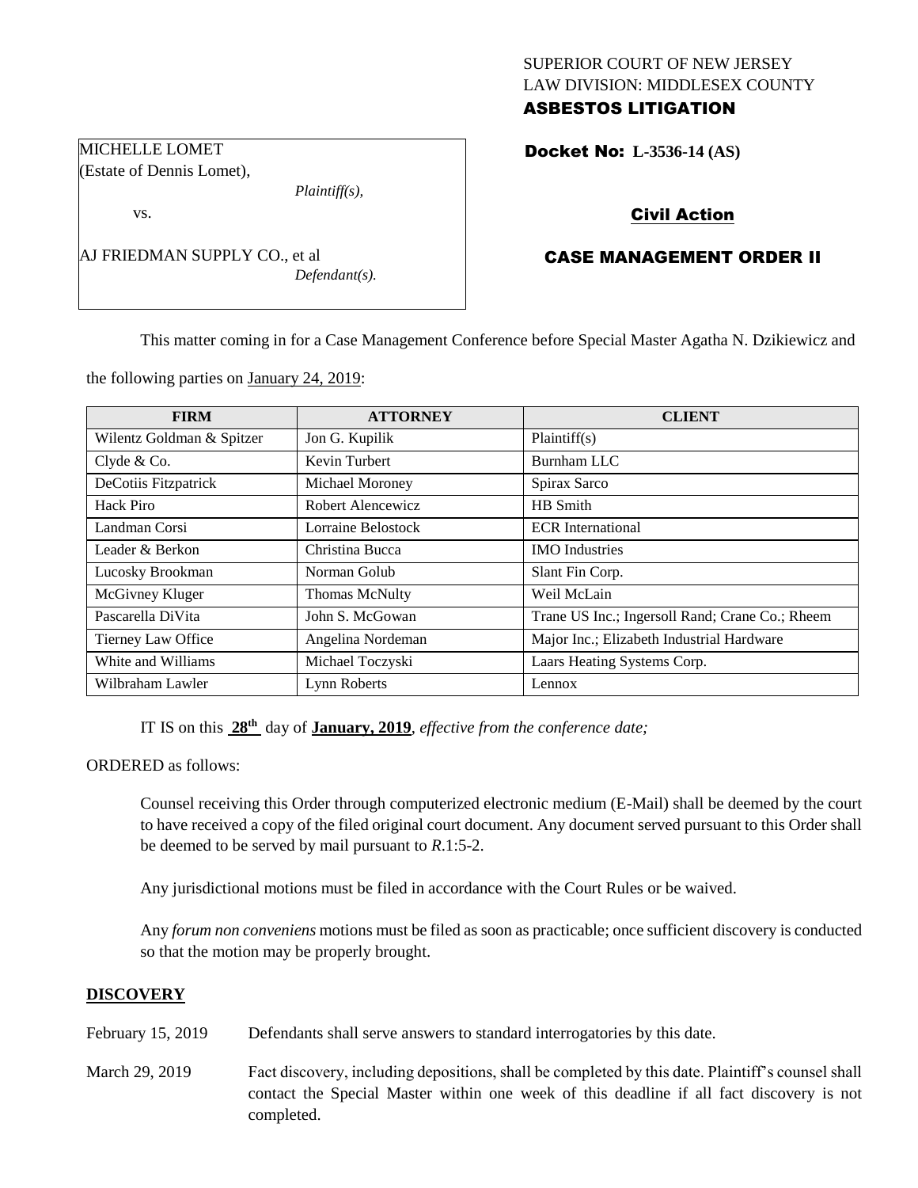SUPERIOR COURT OF NEW JERSEY
LAW DIVISION: MIDDLESEX COUNTY
**ASBESTOS LITIGATION**

MICHELLE LOMET
(Estate of Dennis Lomet),
*Plaintiff(s),*
vs.
AJ FRIEDMAN SUPPLY CO., et al
*Defendant(s).*

**Docket No: L-3536-14 (AS)**

**Civil Action**

**CASE MANAGEMENT ORDER II**

This matter coming in for a Case Management Conference before Special Master Agatha N. Dzikiewicz and the following parties on January 24, 2019:

| FIRM | ATTORNEY | CLIENT |
|---|---|---|
| Wilentz Goldman & Spitzer | Jon G. Kupilik | Plaintiff(s) |
| Clyde & Co. | Kevin Turbert | Burnham LLC |
| DeCotiis Fitzpatrick | Michael Moroney | Spirax Sarco |
| Hack Piro | Robert Alencewicz | HB Smith |
| Landman Corsi | Lorraine Belostock | ECR International |
| Leader & Berkon | Christina Bucca | IMO Industries |
| Lucosky Brookman | Norman Golub | Slant Fin Corp. |
| McGivney Kluger | Thomas McNulty | Weil McLain |
| Pascarella DiVita | John S. McGowan | Trane US Inc.; Ingersoll Rand; Crane Co.; Rheem |
| Tierney Law Office | Angelina Nordeman | Major Inc.; Elizabeth Industrial Hardware |
| White and Williams | Michael Toczyski | Laars Heating Systems Corp. |
| Wilbraham Lawler | Lynn Roberts | Lennox |

IT IS on this **28th** day of **January, 2019**, *effective from the conference date;*

ORDERED as follows:

Counsel receiving this Order through computerized electronic medium (E-Mail) shall be deemed by the court to have received a copy of the filed original court document. Any document served pursuant to this Order shall be deemed to be served by mail pursuant to *R*.1:5-2.

Any jurisdictional motions must be filed in accordance with the Court Rules or be waived.

Any *forum non conveniens* motions must be filed as soon as practicable; once sufficient discovery is conducted so that the motion may be properly brought.

## DISCOVERY

February 15, 2019 — Defendants shall serve answers to standard interrogatories by this date.

March 29, 2019 — Fact discovery, including depositions, shall be completed by this date. Plaintiff's counsel shall contact the Special Master within one week of this deadline if all fact discovery is not completed.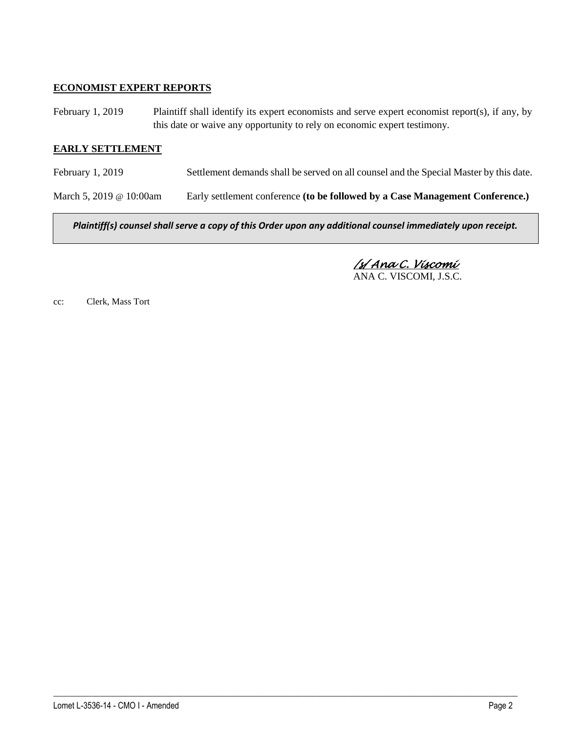**ECONOMIST EXPERT REPORTS**

| | |
|---|---|
| February 1, 2019 | Plaintiff shall identify its expert economists and serve expert economist report(s), if any, by this date or waive any opportunity to rely on economic expert testimony. |

**EARLY SETTLEMENT**

| | |
|---|---|
| February 1, 2019 | Settlement demands shall be served on all counsel and the Special Master by this date. |
| March 5, 2019 @ 10:00am | Early settlement conference **(to be followed by a Case Management Conference.)** |

***Plaintiff(s) counsel shall serve a copy of this Order upon any additional counsel immediately upon receipt.***

*/s/ Ana C. Viscomi*
ANA C. VISCOMI, J.S.C.

cc: Clerk, Mass Tort